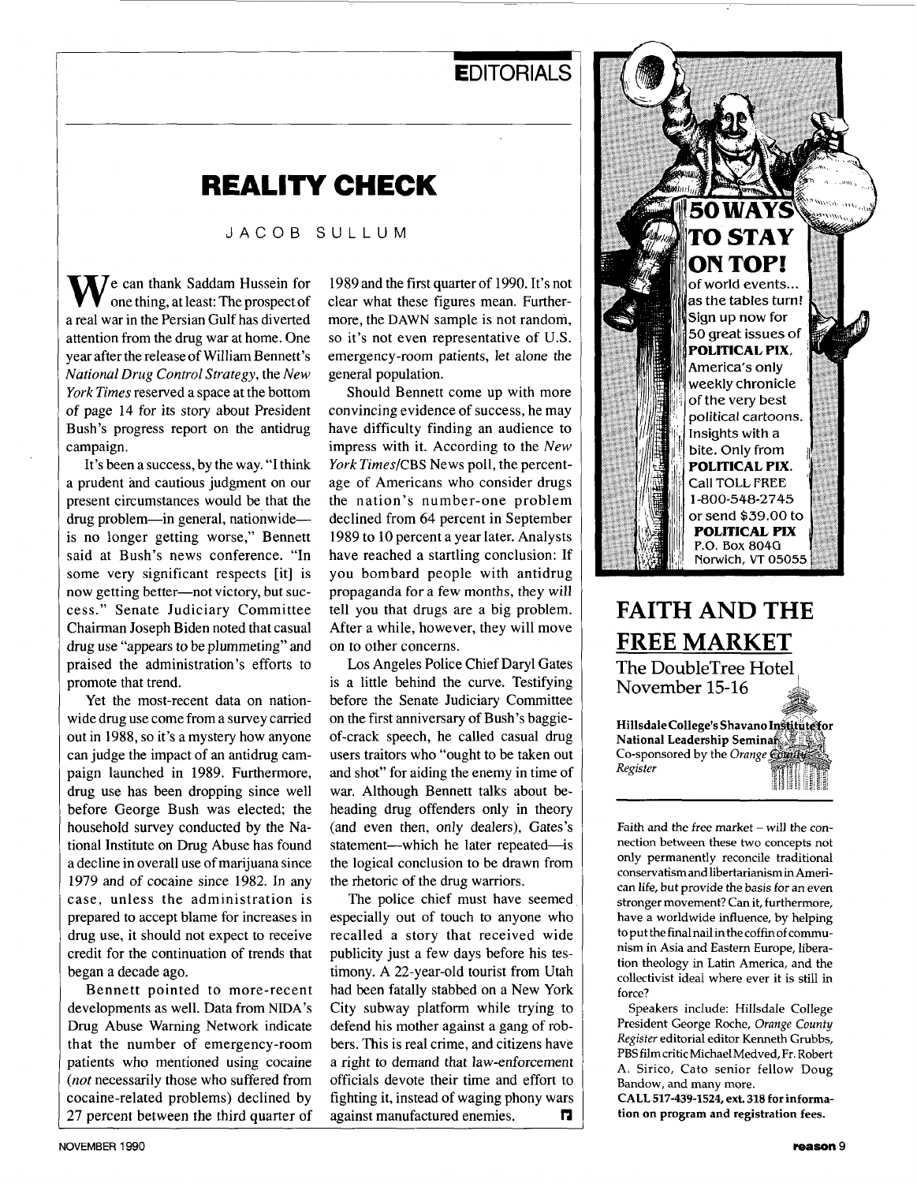EDITORIALS

# REALITY CHECK

JACOB SULLUM

We can thank Saddam Hussein for one thing, at least: The prospect of a real war in the Persian Gulf has diverted attention from the drug war at home. One year after the release of William Bennett's *National Drug Control Strategy*, the *New York Times* reserved a space at the bottom of page 14 for its story about President Bush's progress report on the antidrug campaign.

It's been a success, by the way. "I think a prudent and cautious judgment on our present circumstances would be that the drug problem—in general, nationwide—is no longer getting worse," Bennett said at Bush's news conference. "In some very significant respects [it] is now getting better—not victory, but success." Senate Judiciary Committee Chairman Joseph Biden noted that casual drug use "appears to be plummeting" and praised the administration's efforts to promote that trend.

Yet the most-recent data on nationwide drug use come from a survey carried out in 1988, so it's a mystery how anyone can judge the impact of an antidrug campaign launched in 1989. Furthermore, drug use has been dropping since well before George Bush was elected; the household survey conducted by the National Institute on Drug Abuse has found a decline in overall use of marijuana since 1979 and of cocaine since 1982. In any case, unless the administration is prepared to accept blame for increases in drug use, it should not expect to receive credit for the continuation of trends that began a decade ago.

Bennett pointed to more-recent developments as well. Data from NIDA's Drug Abuse Warning Network indicate that the number of emergency-room patients who mentioned using cocaine (*not* necessarily those who suffered from cocaine-related problems) declined by 27 percent between the third quarter of 1989 and the first quarter of 1990. It's not clear what these figures mean. Furthermore, the DAWN sample is not random, so it's not even representative of U.S. emergency-room patients, let alone the general population.

Should Bennett come up with more convincing evidence of success, he may have difficulty finding an audience to impress with it. According to the *New York Times*/CBS News poll, the percentage of Americans who consider drugs the nation's number-one problem declined from 64 percent in September 1989 to 10 percent a year later. Analysts have reached a startling conclusion: If you bombard people with antidrug propaganda for a few months, they will tell you that drugs are a big problem. After a while, however, they will move on to other concerns.

Los Angeles Police Chief Daryl Gates is a little behind the curve. Testifying before the Senate Judiciary Committee on the first anniversary of Bush's baggie-of-crack speech, he called casual drug users traitors who "ought to be taken out and shot" for aiding the enemy in time of war. Although Bennett talks about beheading drug offenders only in theory (and even then, only dealers), Gates's statement—which he later repeated—is the logical conclusion to be drawn from the rhetoric of the drug warriors.

The police chief must have seemed especially out of touch to anyone who recalled a story that received wide publicity just a few days before his testimony. A 22-year-old tourist from Utah had been fatally stabbed on a New York City subway platform while trying to defend his mother against a gang of robbers. This is real crime, and citizens have a right to demand that law-enforcement officials devote their time and effort to fighting it, instead of waging phony wars against manufactured enemies.

---

**50 WAYS TO STAY ON TOP!**

of world events... as the tables turn! Sign up now for 50 great issues of **POLITICAL PIX**, America's only weekly chronicle of the very best political cartoons. Insights with a bite. Only from **POLITICAL PIX**. Call TOLL FREE 1-800-548-2745 or send $39.00 to **POLITICAL PIX** P.O. Box 804G Norwich, VT 05055

---

## FAITH AND THE FREE MARKET

The DoubleTree Hotel
November 15-16

**Hillsdale College's Shavano Institute for National Leadership Seminar**
Co-sponsored by the *Orange County Register*

Faith and the free market – will the connection between these two concepts not only permanently reconcile traditional conservatism and libertarianism in American life, but provide the basis for an even stronger movement? Can it, furthermore, have a worldwide influence, by helping to put the final nail in the coffin of communism in Asia and Eastern Europe, liberation theology in Latin America, and the collectivist ideal where ever it is still in force?

Speakers include: Hillsdale College President George Roche, *Orange County Register* editorial editor Kenneth Grubbs, PBS film critic Michael Medved, Fr. Robert A. Sirico, Cato senior fellow Doug Bandow, and many more.

**CALL 517-439-1524, ext. 318 for information on program and registration fees.**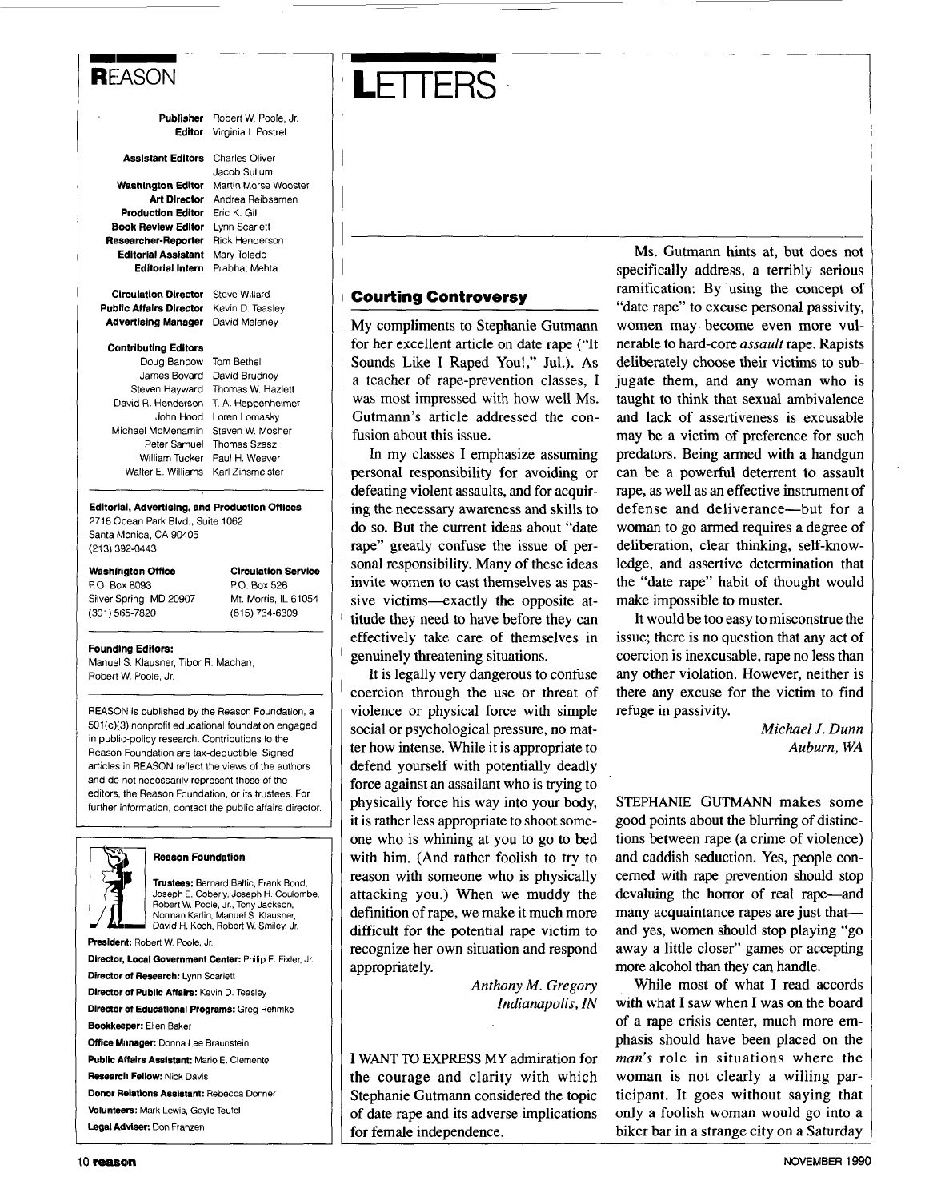# REASON

**Publisher** Robert W. Poole, Jr.
**Editor** Virginia I. Postrel

**Assistant Editors** Charles Oliver, Jacob Sullum
**Washington Editor** Martin Morse Wooster
**Art Director** Andrea Reibsamen
**Production Editor** Eric K. Gill
**Book Review Editor** Lynn Scarlett
**Researcher-Reporter** Rick Henderson
**Editorial Assistant** Mary Toledo
**Editorial Intern** Prabhat Mehta

**Circulation Director** Steve Willard
**Public Affairs Director** Kevin D. Teasley
**Advertising Manager** David Meleney

**Contributing Editors**
Doug Bandow, Tom Bethell, James Bovard, David Brudnoy, Steven Hayward, Thomas W. Hazlett, David R. Henderson, T. A. Heppenheimer, John Hood, Loren Lomasky, Michael McMenamin, Steven W. Mosher, Peter Samuel, Thomas Szasz, William Tucker, Paul H. Weaver, Walter E. Williams, Karl Zinsmeister

**Editorial, Advertising, and Production Offices**
2716 Ocean Park Blvd., Suite 1062
Santa Monica, CA 90405
(213) 392-0443

**Washington Office**
P.O. Box 8093
Silver Spring, MD 20907
(301) 565-7820

**Circulation Service**
P.O. Box 526
Mt. Morris, IL 61054
(815) 734-6309

**Founding Editors:**
Manuel S. Klausner, Tibor R. Machan, Robert W. Poole, Jr.

REASON is published by the Reason Foundation, a 501(c)(3) nonprofit educational foundation engaged in public-policy research. Contributions to the Reason Foundation are tax-deductible. Signed articles in REASON reflect the views of the authors and do not necessarily represent those of the editors, the Reason Foundation, or its trustees. For further information, contact the public affairs director.

**Reason Foundation**

**Trustees:** Bernard Baltic, Frank Bond, Joseph E. Coberly, Joseph H. Coulombe, Robert W. Poole, Jr., Tony Jackson, Norman Karlin, Manuel S. Klausner, David H. Koch, Robert W. Smiley, Jr.

**President:** Robert W. Poole, Jr.
**Director, Local Government Center:** Philip E. Fixler, Jr.
**Director of Research:** Lynn Scarlett
**Director of Public Affairs:** Kevin D. Teasley
**Director of Educational Programs:** Greg Rehmke
**Bookkeeper:** Ellen Baker
**Office Manager:** Donna Lee Braunstein
**Public Affairs Assistant:** Mario E. Clemente
**Research Fellow:** Nick Davis
**Donor Relations Assistant:** Rebecca Donner
**Volunteers:** Mark Lewis, Gayle Teufel
**Legal Adviser:** Don Franzen

# LETTERS

## Courting Controversy

My compliments to Stephanie Gutmann for her excellent article on date rape ("It Sounds Like I Raped You!," Jul.). As a teacher of rape-prevention classes, I was most impressed with how well Ms. Gutmann's article addressed the confusion about this issue.

In my classes I emphasize assuming personal responsibility for avoiding or defeating violent assaults, and for acquiring the necessary awareness and skills to do so. But the current ideas about "date rape" greatly confuse the issue of personal responsibility. Many of these ideas invite women to cast themselves as passive victims—exactly the opposite attitude they need to have before they can effectively take care of themselves in genuinely threatening situations.

It is legally very dangerous to confuse coercion through the use or threat of violence or physical force with simple social or psychological pressure, no matter how intense. While it is appropriate to defend yourself with potentially deadly force against an assailant who is trying to physically force his way into your body, it is rather less appropriate to shoot someone who is whining at you to go to bed with him. (And rather foolish to try to reason with someone who is physically attacking you.) When we muddy the definition of rape, we make it much more difficult for the potential rape victim to recognize her own situation and respond appropriately.

*Anthony M. Gregory*
*Indianapolis, IN*

I WANT TO EXPRESS MY admiration for the courage and clarity with which Stephanie Gutmann considered the topic of date rape and its adverse implications for female independence.

Ms. Gutmann hints at, but does not specifically address, a terribly serious ramification: By using the concept of "date rape" to excuse personal passivity, women may become even more vulnerable to hard-core *assault* rape. Rapists deliberately choose their victims to subjugate them, and any woman who is taught to think that sexual ambivalence and lack of assertiveness is excusable may be a victim of preference for such predators. Being armed with a handgun can be a powerful deterrent to assault rape, as well as an effective instrument of defense and deliverance—but for a woman to go armed requires a degree of deliberation, clear thinking, self-knowledge, and assertive determination that the "date rape" habit of thought would make impossible to muster.

It would be too easy to misconstrue the issue; there is no question that any act of coercion is inexcusable, rape no less than any other violation. However, neither is there any excuse for the victim to find refuge in passivity.

*Michael J. Dunn*
*Auburn, WA*

STEPHANIE GUTMANN makes some good points about the blurring of distinctions between rape (a crime of violence) and caddish seduction. Yes, people concerned with rape prevention should stop devaluing the horror of real rape—and many acquaintance rapes are just that—and yes, women should stop playing "go away a little closer" games or accepting more alcohol than they can handle.

While most of what I read accords with what I saw when I was on the board of a rape crisis center, much more emphasis should have been placed on the *man's* role in situations where the woman is not clearly a willing participant. It goes without saying that only a foolish woman would go into a biker bar in a strange city on a Saturday